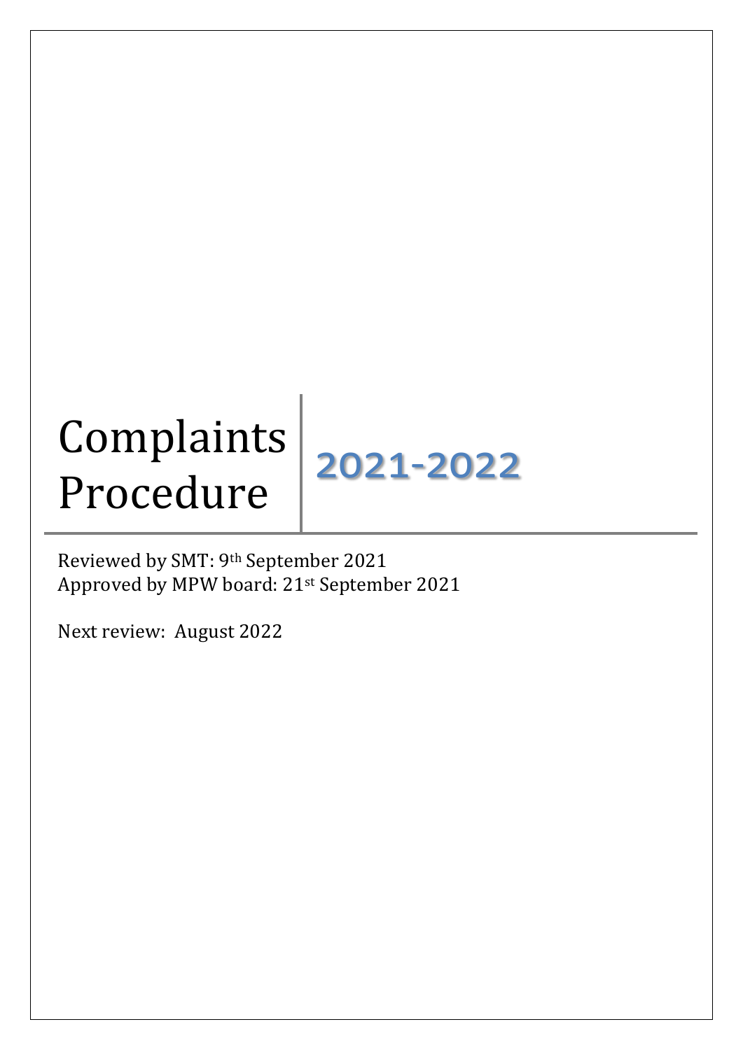# Complaints Procedure

## 2021-2022

Reviewed by SMT: 9th September 2021
Approved by MPW board: 21st September 2021

Next review: August 2022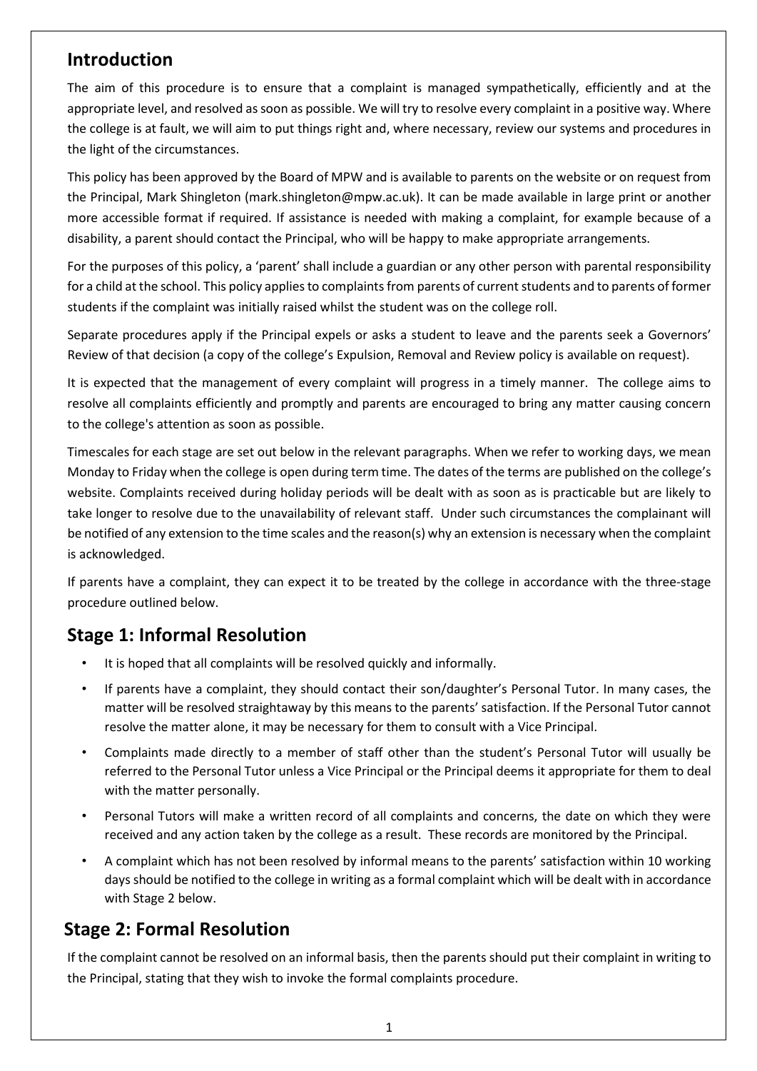## Introduction

The aim of this procedure is to ensure that a complaint is managed sympathetically, efficiently and at the appropriate level, and resolved as soon as possible. We will try to resolve every complaint in a positive way. Where the college is at fault, we will aim to put things right and, where necessary, review our systems and procedures in the light of the circumstances.

This policy has been approved by the Board of MPW and is available to parents on the website or on request from the Principal, Mark Shingleton (mark.shingleton@mpw.ac.uk). It can be made available in large print or another more accessible format if required. If assistance is needed with making a complaint, for example because of a disability, a parent should contact the Principal, who will be happy to make appropriate arrangements.

For the purposes of this policy, a 'parent' shall include a guardian or any other person with parental responsibility for a child at the school. This policy applies to complaints from parents of current students and to parents of former students if the complaint was initially raised whilst the student was on the college roll.

Separate procedures apply if the Principal expels or asks a student to leave and the parents seek a Governors' Review of that decision (a copy of the college's Expulsion, Removal and Review policy is available on request).

It is expected that the management of every complaint will progress in a timely manner. The college aims to resolve all complaints efficiently and promptly and parents are encouraged to bring any matter causing concern to the college's attention as soon as possible.

Timescales for each stage are set out below in the relevant paragraphs. When we refer to working days, we mean Monday to Friday when the college is open during term time. The dates of the terms are published on the college's website. Complaints received during holiday periods will be dealt with as soon as is practicable but are likely to take longer to resolve due to the unavailability of relevant staff. Under such circumstances the complainant will be notified of any extension to the time scales and the reason(s) why an extension is necessary when the complaint is acknowledged.

If parents have a complaint, they can expect it to be treated by the college in accordance with the three-stage procedure outlined below.

## Stage 1: Informal Resolution

- It is hoped that all complaints will be resolved quickly and informally.
- If parents have a complaint, they should contact their son/daughter's Personal Tutor. In many cases, the matter will be resolved straightaway by this means to the parents' satisfaction. If the Personal Tutor cannot resolve the matter alone, it may be necessary for them to consult with a Vice Principal.
- Complaints made directly to a member of staff other than the student's Personal Tutor will usually be referred to the Personal Tutor unless a Vice Principal or the Principal deems it appropriate for them to deal with the matter personally.
- Personal Tutors will make a written record of all complaints and concerns, the date on which they were received and any action taken by the college as a result. These records are monitored by the Principal.
- A complaint which has not been resolved by informal means to the parents' satisfaction within 10 working days should be notified to the college in writing as a formal complaint which will be dealt with in accordance with Stage 2 below.

## Stage 2: Formal Resolution

If the complaint cannot be resolved on an informal basis, then the parents should put their complaint in writing to the Principal, stating that they wish to invoke the formal complaints procedure.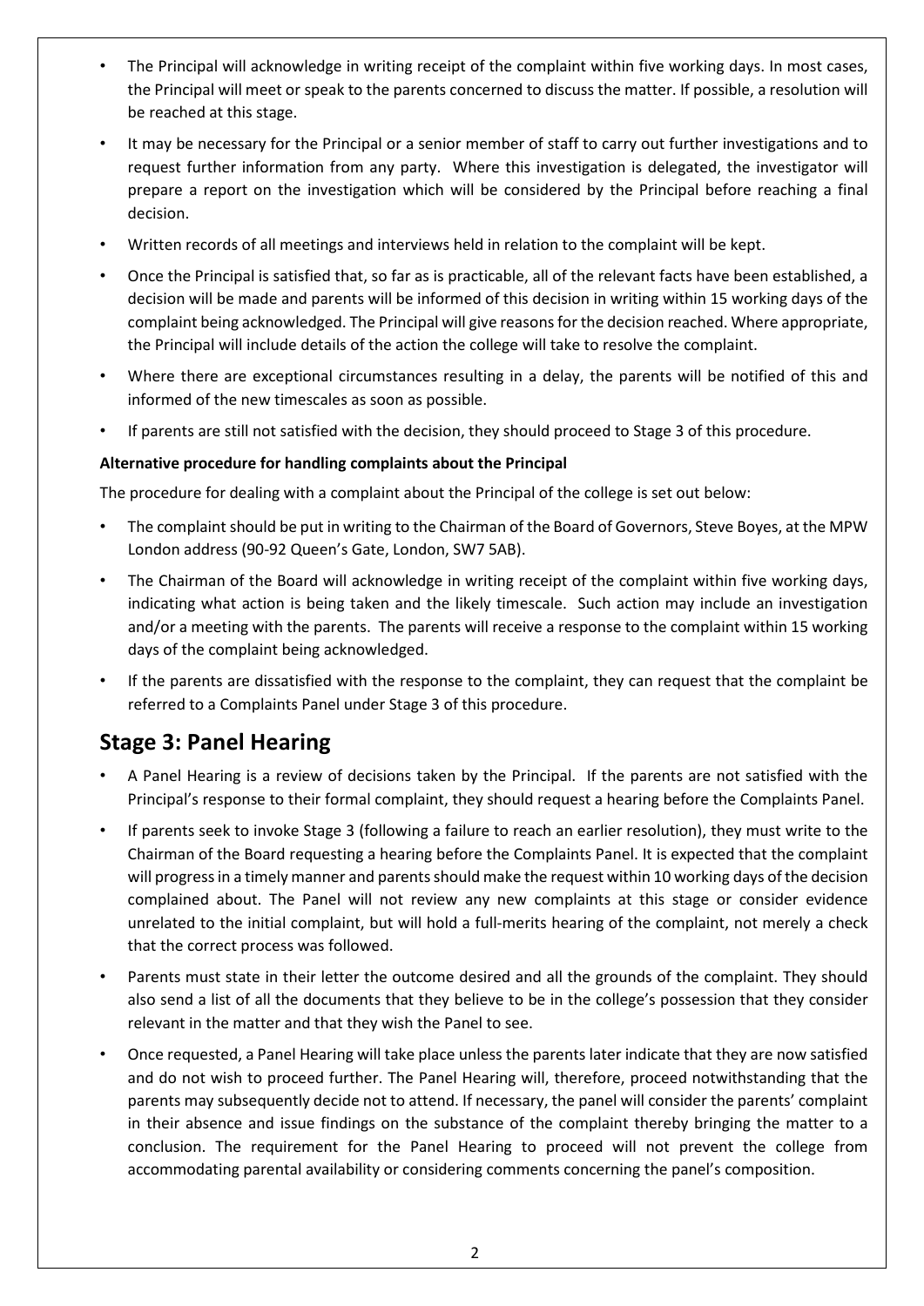- The Principal will acknowledge in writing receipt of the complaint within five working days. In most cases, the Principal will meet or speak to the parents concerned to discuss the matter. If possible, a resolution will be reached at this stage.
- It may be necessary for the Principal or a senior member of staff to carry out further investigations and to request further information from any party. Where this investigation is delegated, the investigator will prepare a report on the investigation which will be considered by the Principal before reaching a final decision.
- Written records of all meetings and interviews held in relation to the complaint will be kept.
- Once the Principal is satisfied that, so far as is practicable, all of the relevant facts have been established, a decision will be made and parents will be informed of this decision in writing within 15 working days of the complaint being acknowledged. The Principal will give reasons for the decision reached. Where appropriate, the Principal will include details of the action the college will take to resolve the complaint.
- Where there are exceptional circumstances resulting in a delay, the parents will be notified of this and informed of the new timescales as soon as possible.
- If parents are still not satisfied with the decision, they should proceed to Stage 3 of this procedure.

**Alternative procedure for handling complaints about the Principal**

The procedure for dealing with a complaint about the Principal of the college is set out below:

- The complaint should be put in writing to the Chairman of the Board of Governors, Steve Boyes, at the MPW London address (90-92 Queen's Gate, London, SW7 5AB).
- The Chairman of the Board will acknowledge in writing receipt of the complaint within five working days, indicating what action is being taken and the likely timescale. Such action may include an investigation and/or a meeting with the parents. The parents will receive a response to the complaint within 15 working days of the complaint being acknowledged.
- If the parents are dissatisfied with the response to the complaint, they can request that the complaint be referred to a Complaints Panel under Stage 3 of this procedure.

## Stage 3: Panel Hearing

- A Panel Hearing is a review of decisions taken by the Principal. If the parents are not satisfied with the Principal's response to their formal complaint, they should request a hearing before the Complaints Panel.
- If parents seek to invoke Stage 3 (following a failure to reach an earlier resolution), they must write to the Chairman of the Board requesting a hearing before the Complaints Panel. It is expected that the complaint will progress in a timely manner and parents should make the request within 10 working days of the decision complained about. The Panel will not review any new complaints at this stage or consider evidence unrelated to the initial complaint, but will hold a full-merits hearing of the complaint, not merely a check that the correct process was followed.
- Parents must state in their letter the outcome desired and all the grounds of the complaint. They should also send a list of all the documents that they believe to be in the college's possession that they consider relevant in the matter and that they wish the Panel to see.
- Once requested, a Panel Hearing will take place unless the parents later indicate that they are now satisfied and do not wish to proceed further. The Panel Hearing will, therefore, proceed notwithstanding that the parents may subsequently decide not to attend. If necessary, the panel will consider the parents' complaint in their absence and issue findings on the substance of the complaint thereby bringing the matter to a conclusion. The requirement for the Panel Hearing to proceed will not prevent the college from accommodating parental availability or considering comments concerning the panel's composition.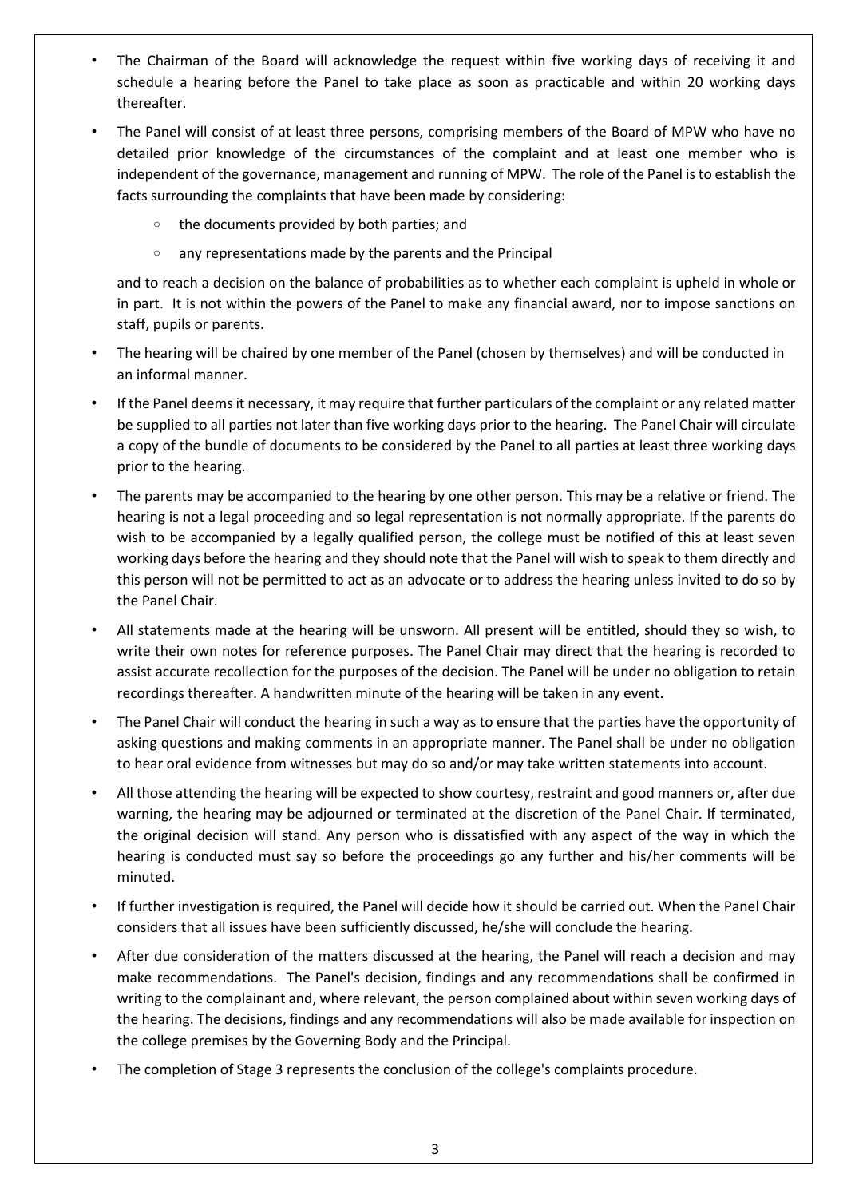- The Chairman of the Board will acknowledge the request within five working days of receiving it and schedule a hearing before the Panel to take place as soon as practicable and within 20 working days thereafter.
- The Panel will consist of at least three persons, comprising members of the Board of MPW who have no detailed prior knowledge of the circumstances of the complaint and at least one member who is independent of the governance, management and running of MPW. The role of the Panel is to establish the facts surrounding the complaints that have been made by considering:
  - the documents provided by both parties; and
  - any representations made by the parents and the Principal

  and to reach a decision on the balance of probabilities as to whether each complaint is upheld in whole or in part. It is not within the powers of the Panel to make any financial award, nor to impose sanctions on staff, pupils or parents.
- The hearing will be chaired by one member of the Panel (chosen by themselves) and will be conducted in an informal manner.
- If the Panel deems it necessary, it may require that further particulars of the complaint or any related matter be supplied to all parties not later than five working days prior to the hearing. The Panel Chair will circulate a copy of the bundle of documents to be considered by the Panel to all parties at least three working days prior to the hearing.
- The parents may be accompanied to the hearing by one other person. This may be a relative or friend. The hearing is not a legal proceeding and so legal representation is not normally appropriate. If the parents do wish to be accompanied by a legally qualified person, the college must be notified of this at least seven working days before the hearing and they should note that the Panel will wish to speak to them directly and this person will not be permitted to act as an advocate or to address the hearing unless invited to do so by the Panel Chair.
- All statements made at the hearing will be unsworn. All present will be entitled, should they so wish, to write their own notes for reference purposes. The Panel Chair may direct that the hearing is recorded to assist accurate recollection for the purposes of the decision. The Panel will be under no obligation to retain recordings thereafter. A handwritten minute of the hearing will be taken in any event.
- The Panel Chair will conduct the hearing in such a way as to ensure that the parties have the opportunity of asking questions and making comments in an appropriate manner. The Panel shall be under no obligation to hear oral evidence from witnesses but may do so and/or may take written statements into account.
- All those attending the hearing will be expected to show courtesy, restraint and good manners or, after due warning, the hearing may be adjourned or terminated at the discretion of the Panel Chair. If terminated, the original decision will stand. Any person who is dissatisfied with any aspect of the way in which the hearing is conducted must say so before the proceedings go any further and his/her comments will be minuted.
- If further investigation is required, the Panel will decide how it should be carried out. When the Panel Chair considers that all issues have been sufficiently discussed, he/she will conclude the hearing.
- After due consideration of the matters discussed at the hearing, the Panel will reach a decision and may make recommendations. The Panel's decision, findings and any recommendations shall be confirmed in writing to the complainant and, where relevant, the person complained about within seven working days of the hearing. The decisions, findings and any recommendations will also be made available for inspection on the college premises by the Governing Body and the Principal.
- The completion of Stage 3 represents the conclusion of the college's complaints procedure.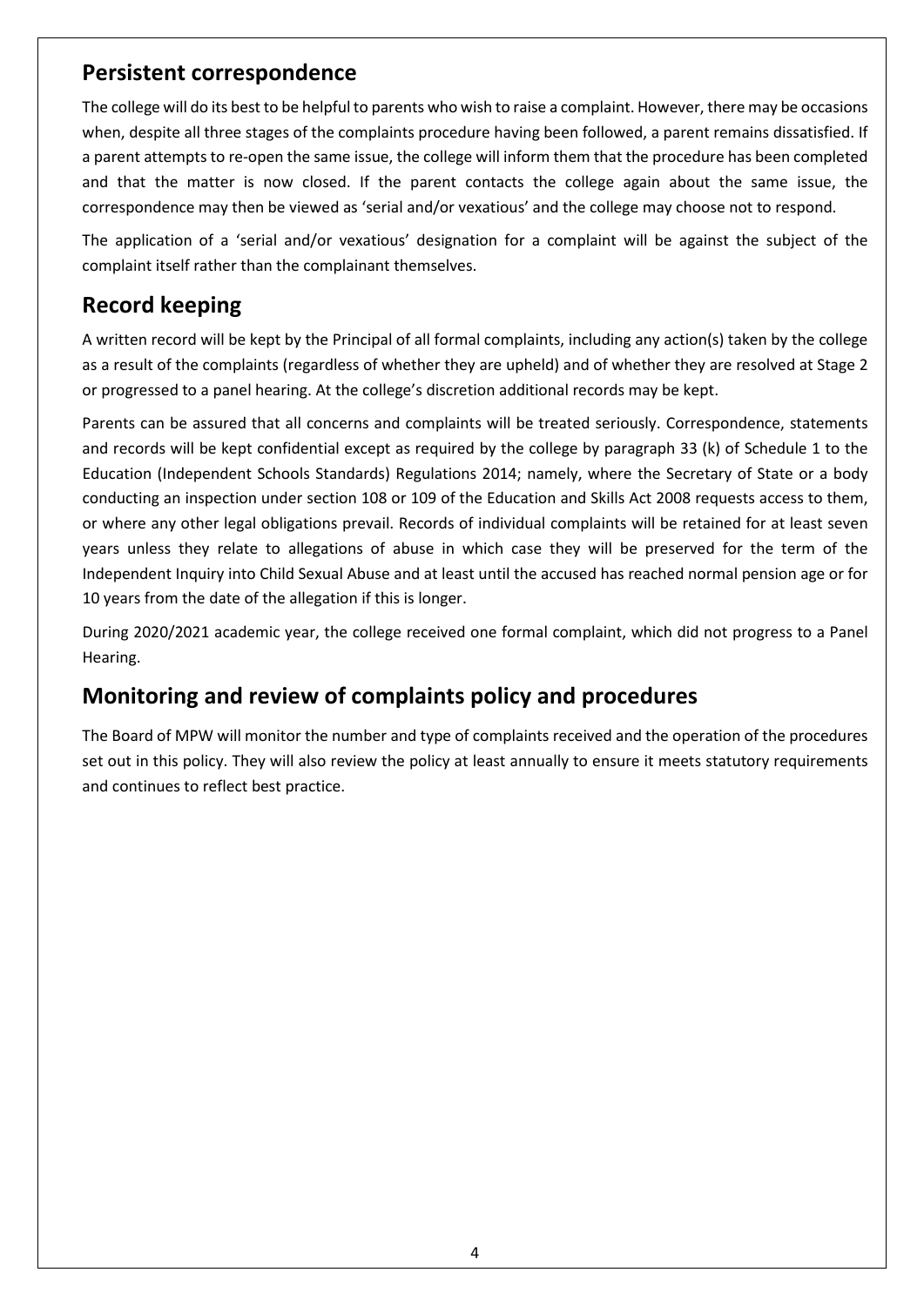## Persistent correspondence

The college will do its best to be helpful to parents who wish to raise a complaint. However, there may be occasions when, despite all three stages of the complaints procedure having been followed, a parent remains dissatisfied. If a parent attempts to re-open the same issue, the college will inform them that the procedure has been completed and that the matter is now closed. If the parent contacts the college again about the same issue, the correspondence may then be viewed as 'serial and/or vexatious' and the college may choose not to respond.

The application of a 'serial and/or vexatious' designation for a complaint will be against the subject of the complaint itself rather than the complainant themselves.

## Record keeping

A written record will be kept by the Principal of all formal complaints, including any action(s) taken by the college as a result of the complaints (regardless of whether they are upheld) and of whether they are resolved at Stage 2 or progressed to a panel hearing. At the college's discretion additional records may be kept.

Parents can be assured that all concerns and complaints will be treated seriously. Correspondence, statements and records will be kept confidential except as required by the college by paragraph 33 (k) of Schedule 1 to the Education (Independent Schools Standards) Regulations 2014; namely, where the Secretary of State or a body conducting an inspection under section 108 or 109 of the Education and Skills Act 2008 requests access to them, or where any other legal obligations prevail. Records of individual complaints will be retained for at least seven years unless they relate to allegations of abuse in which case they will be preserved for the term of the Independent Inquiry into Child Sexual Abuse and at least until the accused has reached normal pension age or for 10 years from the date of the allegation if this is longer.

During 2020/2021 academic year, the college received one formal complaint, which did not progress to a Panel Hearing.

## Monitoring and review of complaints policy and procedures

The Board of MPW will monitor the number and type of complaints received and the operation of the procedures set out in this policy. They will also review the policy at least annually to ensure it meets statutory requirements and continues to reflect best practice.